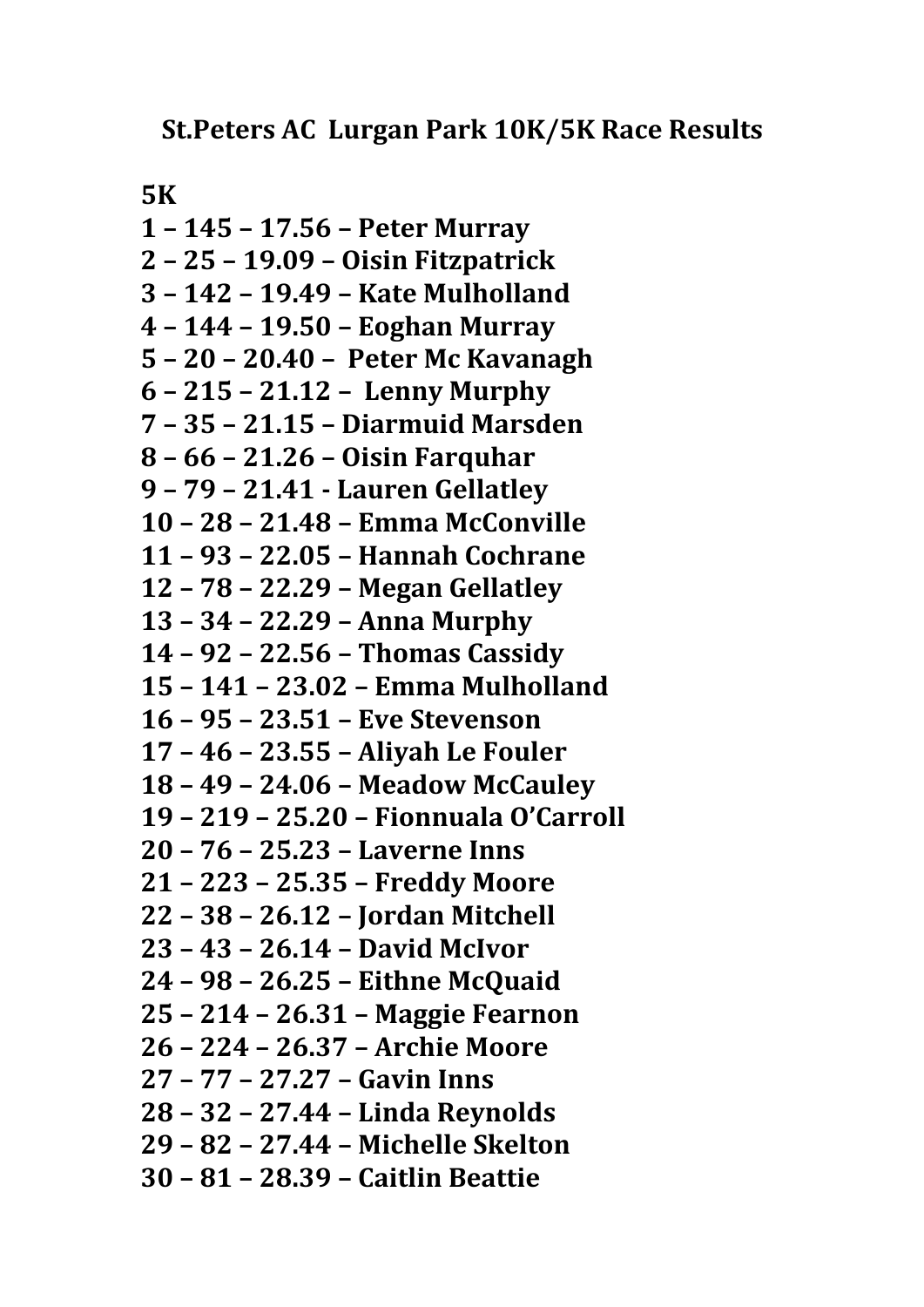**St.Peters AC Lurgan Park 10K/5K Race Results**

**5K**

**1 – 145 – 17.56 – Peter Murray**
**2 – 25 – 19.09 – Oisin Fitzpatrick**
**3 – 142 – 19.49 – Kate Mulholland**
**4 – 144 – 19.50 – Eoghan Murray**
**5 – 20 – 20.40 – Peter Mc Kavanagh**
**6 – 215 – 21.12 – Lenny Murphy**
**7 – 35 – 21.15 – Diarmuid Marsden**
**8 – 66 – 21.26 – Oisin Farquhar**
**9 – 79 – 21.41 - Lauren Gellatley**
**10 – 28 – 21.48 – Emma McConville**
**11 – 93 – 22.05 – Hannah Cochrane**
**12 – 78 – 22.29 – Megan Gellatley**
**13 – 34 – 22.29 – Anna Murphy**
**14 – 92 – 22.56 – Thomas Cassidy**
**15 – 141 – 23.02 – Emma Mulholland**
**16 – 95 – 23.51 – Eve Stevenson**
**17 – 46 – 23.55 – Aliyah Le Fouler**
**18 – 49 – 24.06 – Meadow McCauley**
**19 – 219 – 25.20 – Fionnuala O'Carroll**
**20 – 76 – 25.23 – Laverne Inns**
**21 – 223 – 25.35 – Freddy Moore**
**22 – 38 – 26.12 – Jordan Mitchell**
**23 – 43 – 26.14 – David McIvor**
**24 – 98 – 26.25 – Eithne McQuaid**
**25 – 214 – 26.31 – Maggie Fearnon**
**26 – 224 – 26.37 – Archie Moore**
**27 – 77 – 27.27 – Gavin Inns**
**28 – 32 – 27.44 – Linda Reynolds**
**29 – 82 – 27.44 – Michelle Skelton**
**30 – 81 – 28.39 – Caitlin Beattie**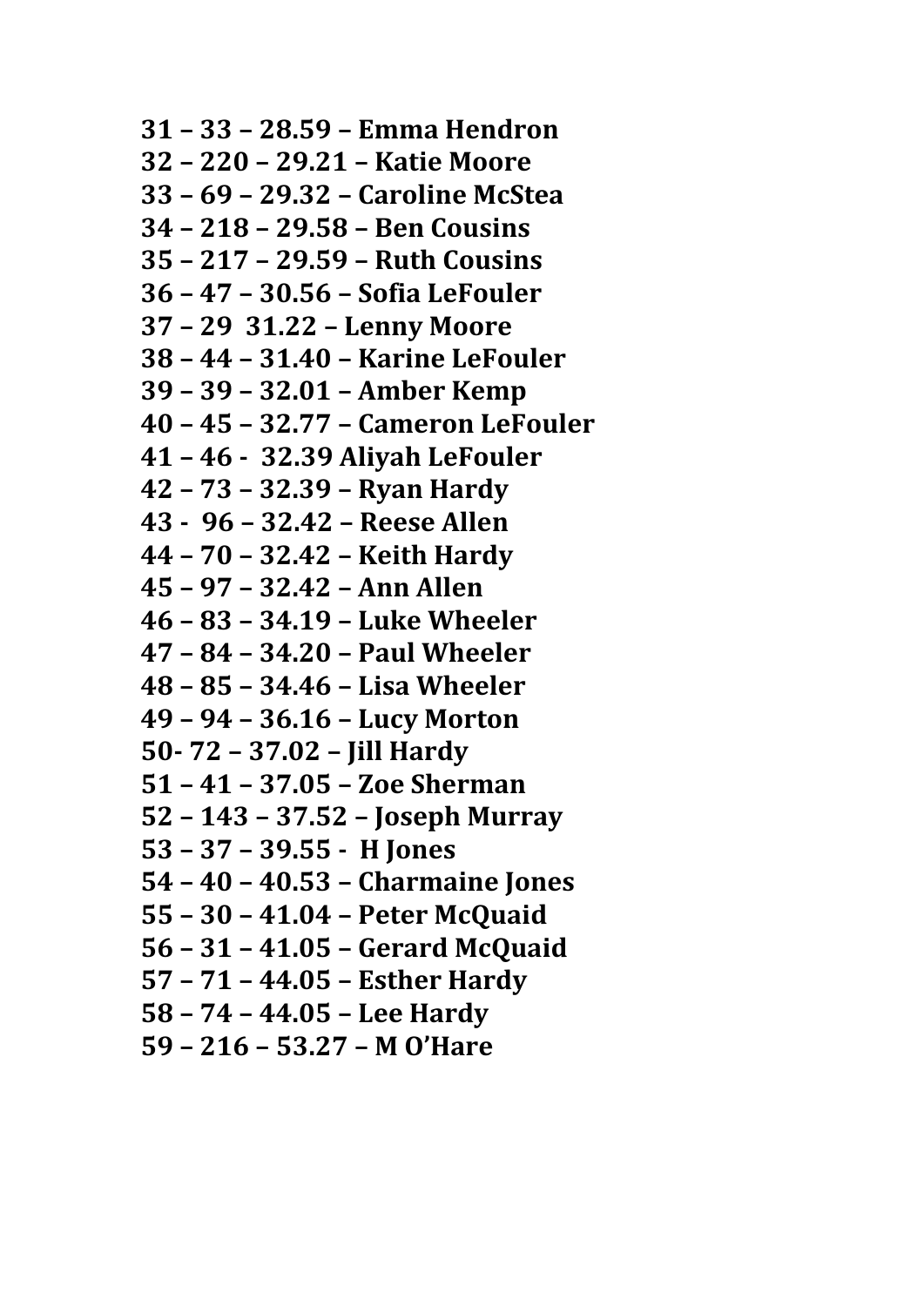**31 – 33 – 28.59 – Emma Hendron**
**32 – 220 – 29.21 – Katie Moore**
**33 – 69 – 29.32 – Caroline McStea**
**34 – 218 – 29.58 – Ben Cousins**
**35 – 217 – 29.59 – Ruth Cousins**
**36 – 47 – 30.56 – Sofia LeFouler**
**37 – 29 31.22 – Lenny Moore**
**38 – 44 – 31.40 – Karine LeFouler**
**39 – 39 – 32.01 – Amber Kemp**
**40 – 45 – 32.77 – Cameron LeFouler**
**41 – 46 - 32.39 Aliyah LeFouler**
**42 – 73 – 32.39 – Ryan Hardy**
**43 - 96 – 32.42 – Reese Allen**
**44 – 70 – 32.42 – Keith Hardy**
**45 – 97 – 32.42 – Ann Allen**
**46 – 83 – 34.19 – Luke Wheeler**
**47 – 84 – 34.20 – Paul Wheeler**
**48 – 85 – 34.46 – Lisa Wheeler**
**49 – 94 – 36.16 – Lucy Morton**
**50- 72 – 37.02 – Jill Hardy**
**51 – 41 – 37.05 – Zoe Sherman**
**52 – 143 – 37.52 – Joseph Murray**
**53 – 37 – 39.55 - H Jones**
**54 – 40 – 40.53 – Charmaine Jones**
**55 – 30 – 41.04 – Peter McQuaid**
**56 – 31 – 41.05 – Gerard McQuaid**
**57 – 71 – 44.05 – Esther Hardy**
**58 – 74 – 44.05 – Lee Hardy**
**59 – 216 – 53.27 – M O'Hare**